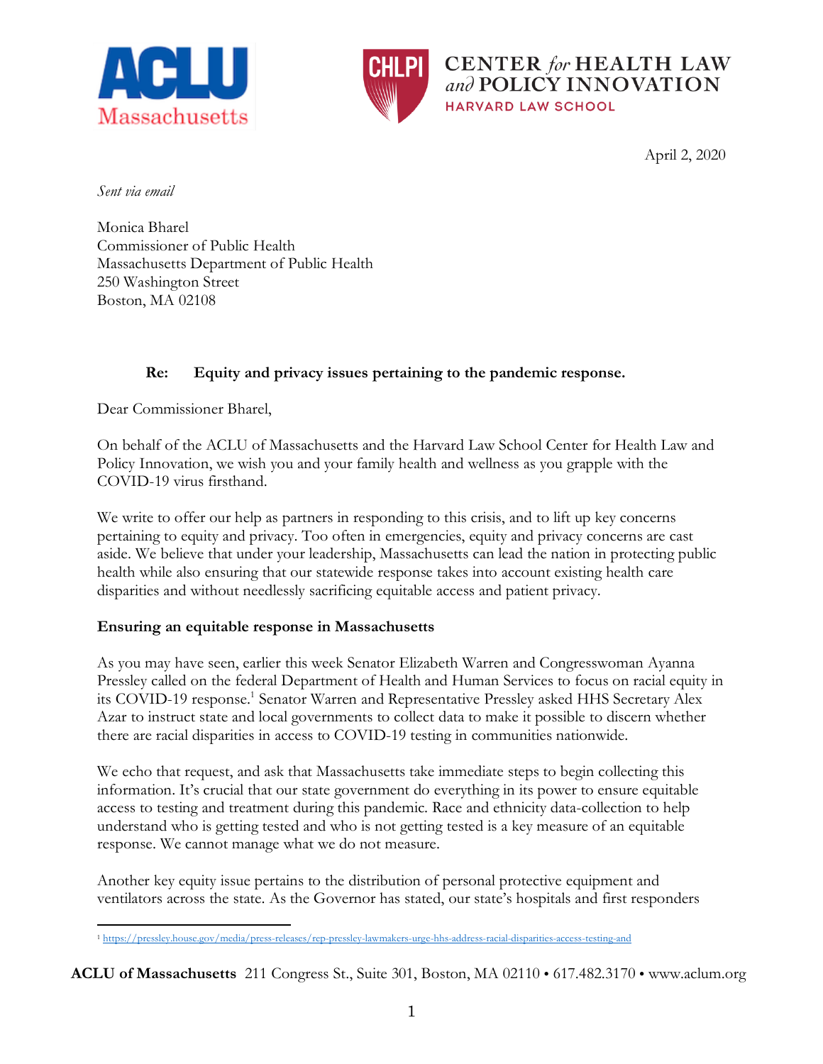ACLU Massachusetts

CHLPI CENTER *for* HEALTH LAW *and* POLICY INNOVATION
HARVARD LAW SCHOOL

April 2, 2020

*Sent via email*

Monica Bharel
Commissioner of Public Health
Massachusetts Department of Public Health
250 Washington Street
Boston, MA 02108

**Re: Equity and privacy issues pertaining to the pandemic response.**

Dear Commissioner Bharel,

On behalf of the ACLU of Massachusetts and the Harvard Law School Center for Health Law and Policy Innovation, we wish you and your family health and wellness as you grapple with the COVID-19 virus firsthand.

We write to offer our help as partners in responding to this crisis, and to lift up key concerns pertaining to equity and privacy. Too often in emergencies, equity and privacy concerns are cast aside. We believe that under your leadership, Massachusetts can lead the nation in protecting public health while also ensuring that our statewide response takes into account existing health care disparities and without needlessly sacrificing equitable access and patient privacy.

**Ensuring an equitable response in Massachusetts**

As you may have seen, earlier this week Senator Elizabeth Warren and Congresswoman Ayanna Pressley called on the federal Department of Health and Human Services to focus on racial equity in its COVID-19 response.[1] Senator Warren and Representative Pressley asked HHS Secretary Alex Azar to instruct state and local governments to collect data to make it possible to discern whether there are racial disparities in access to COVID-19 testing in communities nationwide.

We echo that request, and ask that Massachusetts take immediate steps to begin collecting this information. It's crucial that our state government do everything in its power to ensure equitable access to testing and treatment during this pandemic. Race and ethnicity data-collection to help understand who is getting tested and who is not getting tested is a key measure of an equitable response. We cannot manage what we do not measure.

Another key equity issue pertains to the distribution of personal protective equipment and ventilators across the state. As the Governor has stated, our state's hospitals and first responders

[1] https://pressley.house.gov/media/press-releases/rep-pressley-lawmakers-urge-hhs-address-racial-disparities-access-testing-and

**ACLU of Massachusetts** 211 Congress St., Suite 301, Boston, MA 02110 • 617.482.3170 • www.aclum.org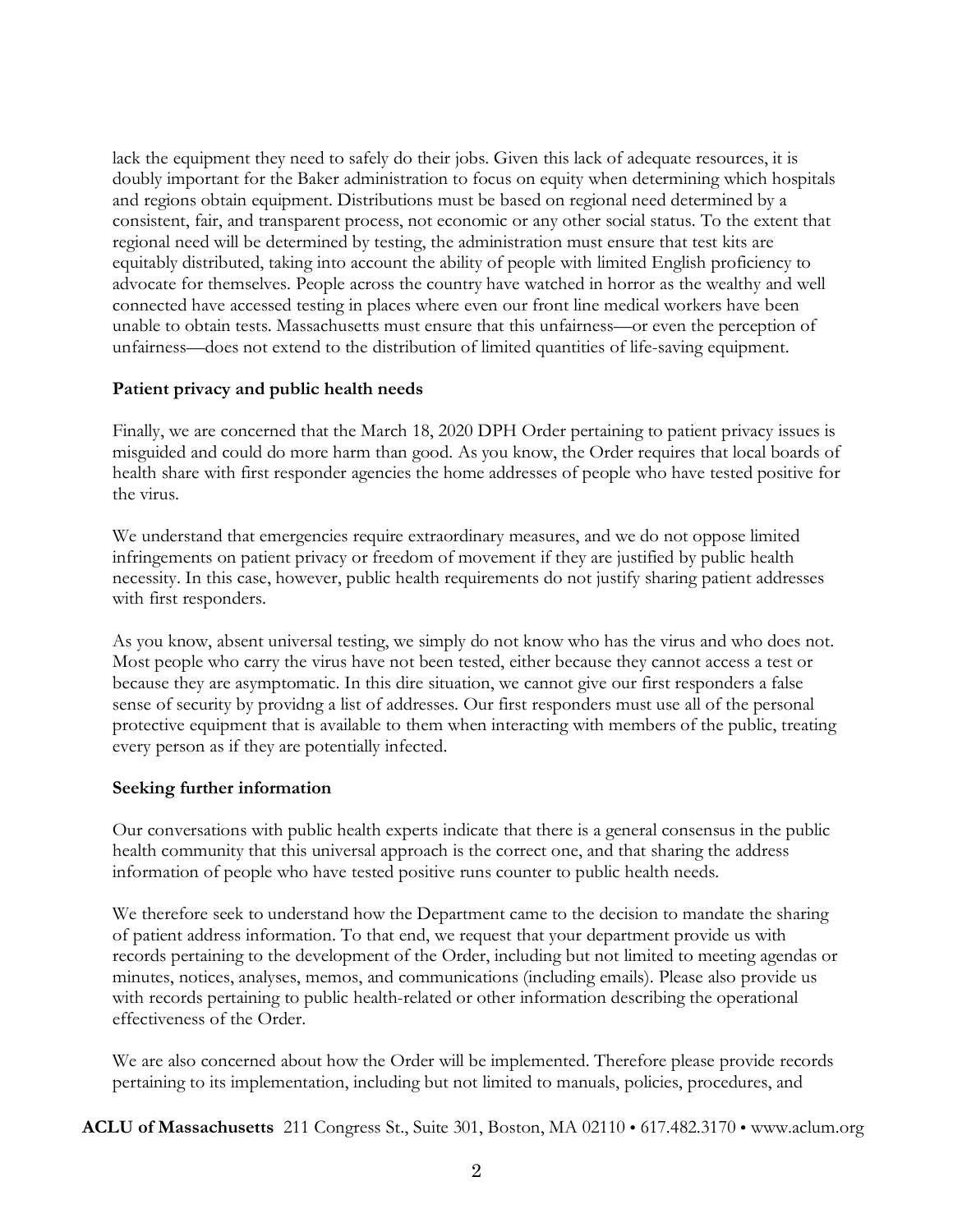lack the equipment they need to safely do their jobs. Given this lack of adequate resources, it is doubly important for the Baker administration to focus on equity when determining which hospitals and regions obtain equipment. Distributions must be based on regional need determined by a consistent, fair, and transparent process, not economic or any other social status. To the extent that regional need will be determined by testing, the administration must ensure that test kits are equitably distributed, taking into account the ability of people with limited English proficiency to advocate for themselves. People across the country have watched in horror as the wealthy and well connected have accessed testing in places where even our front line medical workers have been unable to obtain tests. Massachusetts must ensure that this unfairness—or even the perception of unfairness—does not extend to the distribution of limited quantities of life-saving equipment.

**Patient privacy and public health needs**

Finally, we are concerned that the March 18, 2020 DPH Order pertaining to patient privacy issues is misguided and could do more harm than good. As you know, the Order requires that local boards of health share with first responder agencies the home addresses of people who have tested positive for the virus.

We understand that emergencies require extraordinary measures, and we do not oppose limited infringements on patient privacy or freedom of movement if they are justified by public health necessity. In this case, however, public health requirements do not justify sharing patient addresses with first responders.

As you know, absent universal testing, we simply do not know who has the virus and who does not. Most people who carry the virus have not been tested, either because they cannot access a test or because they are asymptomatic. In this dire situation, we cannot give our first responders a false sense of security by providng a list of addresses. Our first responders must use all of the personal protective equipment that is available to them when interacting with members of the public, treating every person as if they are potentially infected.

**Seeking further information**

Our conversations with public health experts indicate that there is a general consensus in the public health community that this universal approach is the correct one, and that sharing the address information of people who have tested positive runs counter to public health needs.

We therefore seek to understand how the Department came to the decision to mandate the sharing of patient address information. To that end, we request that your department provide us with records pertaining to the development of the Order, including but not limited to meeting agendas or minutes, notices, analyses, memos, and communications (including emails). Please also provide us with records pertaining to public health-related or other information describing the operational effectiveness of the Order.

We are also concerned about how the Order will be implemented. Therefore please provide records pertaining to its implementation, including but not limited to manuals, policies, procedures, and

**ACLU of Massachusetts** 211 Congress St., Suite 301, Boston, MA 02110 • 617.482.3170 • www.aclum.org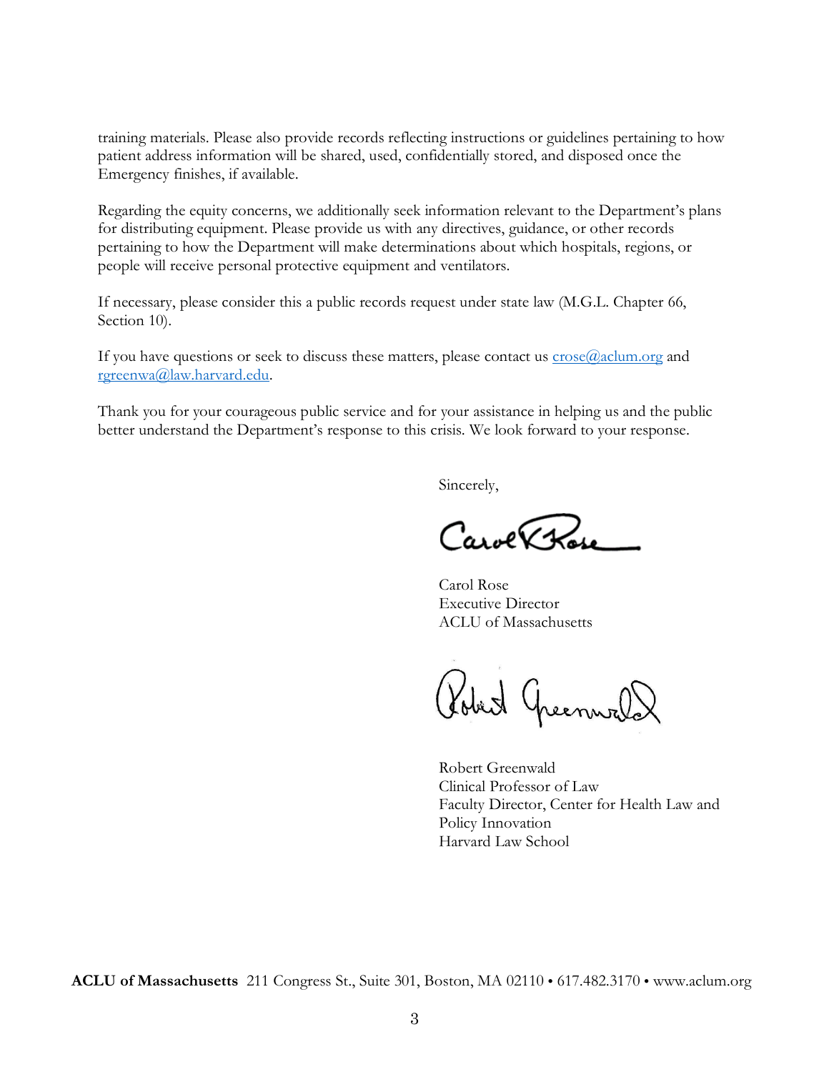training materials. Please also provide records reflecting instructions or guidelines pertaining to how patient address information will be shared, used, confidentially stored, and disposed once the Emergency finishes, if available.

Regarding the equity concerns, we additionally seek information relevant to the Department's plans for distributing equipment. Please provide us with any directives, guidance, or other records pertaining to how the Department will make determinations about which hospitals, regions, or people will receive personal protective equipment and ventilators.

If necessary, please consider this a public records request under state law (M.G.L. Chapter 66, Section 10).

If you have questions or seek to discuss these matters, please contact us crose@aclum.org and rgreenwa@law.harvard.edu.

Thank you for your courageous public service and for your assistance in helping us and the public better understand the Department's response to this crisis. We look forward to your response.

Sincerely,

Carol Rose
Executive Director
ACLU of Massachusetts

Robert Greenwald
Clinical Professor of Law
Faculty Director, Center for Health Law and Policy Innovation
Harvard Law School

**ACLU of Massachusetts** 211 Congress St., Suite 301, Boston, MA 02110 • 617.482.3170 • www.aclum.org